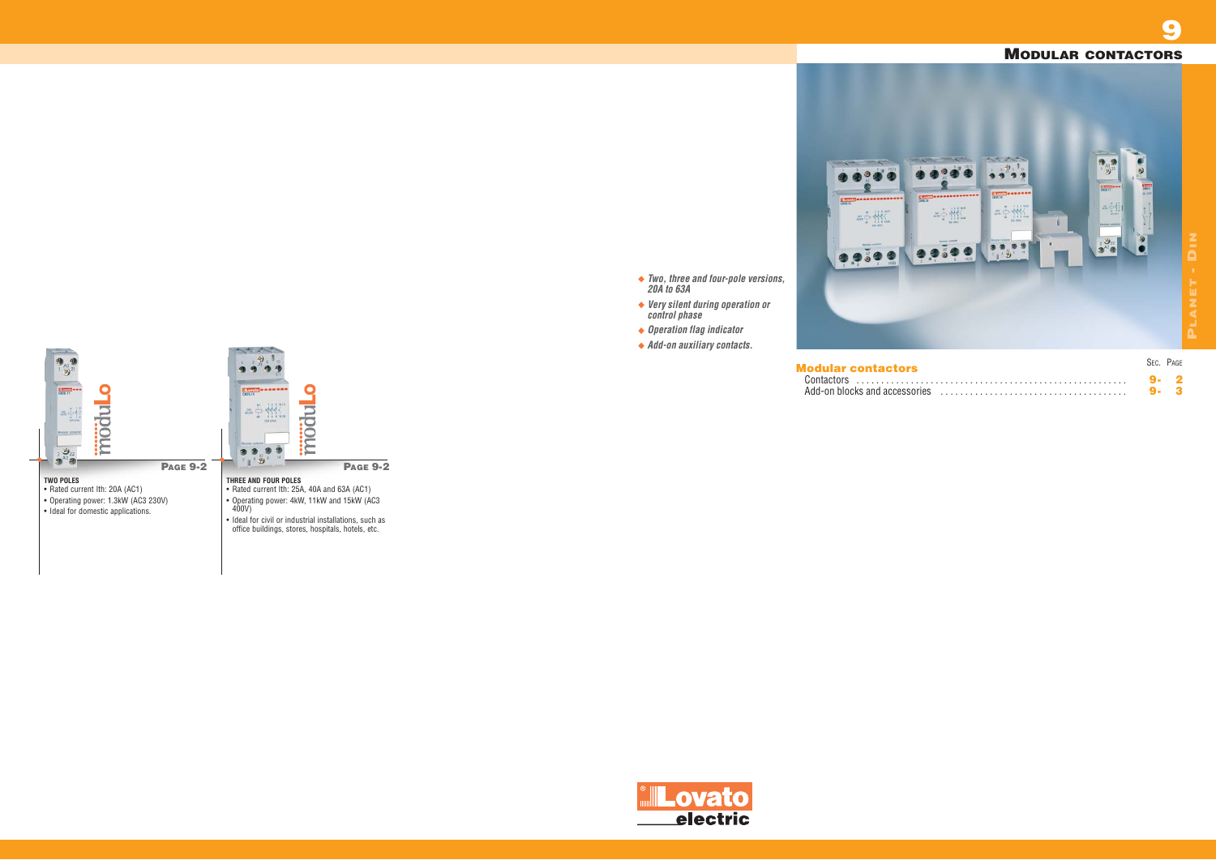# Modular contactors

- *Two, three and four-pole versions, 20A to 63A*
- *Very silent during operation or control phase*
- *Operation flag indicator*
- *Add-on auxiliary contacts.*

## Modular contactors

| | Sec. | Page |
|---|---|---|
| Contactors | 9- | 2 |
| Add-on blocks and accessories | 9- | 3 |

**PAGE 9-2**

**TWO POLES**

- Rated current Ith: 20A (AC1)
- Operating power: 1.3kW (AC3 230V)
- Ideal for domestic applications.

**PAGE 9-2**

**THREE AND FOUR POLES**

- Rated current Ith: 25A, 40A and 63A (AC1)
- Operating power: 4kW, 11kW and 15kW (AC3 400V)
- Ideal for civil or industrial installations, such as office buildings, stores, hospitals, hotels, etc.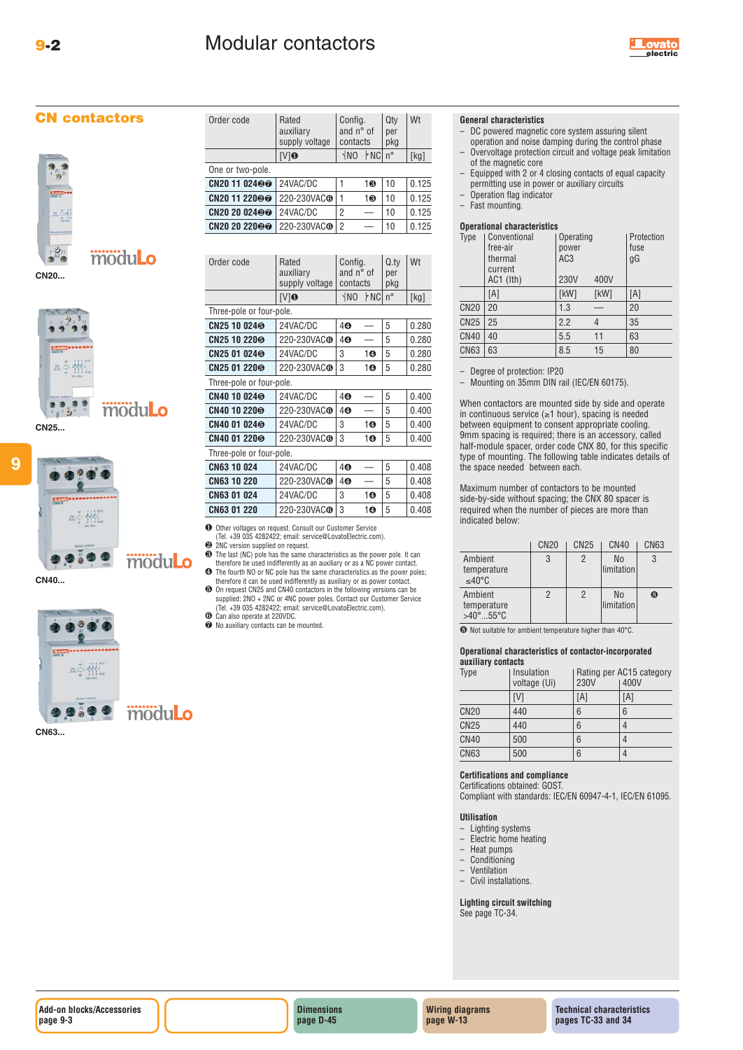## CN contactors

CN20...

CN25...

CN40...

CN63...

| Order code | Rated auxiliary supply voltage | Config. and n° of contacts | | Qty per pkg | Wt |
|---|---|---|---|---|---|
| | [V]❶ | NO | NC | n° | [kg] |
| One or two-pole. | | | | | |
| **CN20 11 024❷❼** | 24VAC/DC | 1 | 1❸ | 10 | 0.125 |
| **CN20 11 220❷❼** | 220-230VAC❻ | 1 | 1❸ | 10 | 0.125 |
| **CN20 20 024❷❼** | 24VAC/DC | 2 | — | 10 | 0.125 |
| **CN20 20 220❷❼** | 220-230VAC❻ | 2 | — | 10 | 0.125 |

| Order code | Rated auxiliary supply voltage | Config. and n° of contacts | | Q.ty per pkg | Wt |
|---|---|---|---|---|---|
| | [V]❶ | NO | NC | n° | [kg] |
| Three-pole or four-pole. | | | | | |
| **CN25 10 024❺** | 24VAC/DC | 4❹ | — | 5 | 0.280 |
| **CN25 10 220❺** | 220-230VAC❻ | 4❹ | — | 5 | 0.280 |
| **CN25 01 024❺** | 24VAC/DC | 3 | 1❹ | 5 | 0.280 |
| **CN25 01 220❺** | 220-230VAC❻ | 3 | 1❹ | 5 | 0.280 |
| Three-pole or four-pole. | | | | | |
| **CN40 10 024❺** | 24VAC/DC | 4❹ | — | 5 | 0.400 |
| **CN40 10 220❺** | 220-230VAC❻ | 4❹ | — | 5 | 0.400 |
| **CN40 01 024❺** | 24VAC/DC | 3 | 1❹ | 5 | 0.400 |
| **CN40 01 220❺** | 220-230VAC❻ | 3 | 1❹ | 5 | 0.400 |
| Three-pole or four-pole. | | | | | |
| **CN63 10 024** | 24VAC/DC | 4❹ | — | 5 | 0.408 |
| **CN63 10 220** | 220-230VAC❻ | 4❹ | — | 5 | 0.408 |
| **CN63 01 024** | 24VAC/DC | 3 | 1❹ | 5 | 0.408 |
| **CN63 01 220** | 220-230VAC❻ | 3 | 1❹ | 5 | 0.408 |

❶ Other voltages on request. Consult our Customer Service (Tel. +39 035 4282422; email: service@LovatoElectric.com).
❷ 2NC version supplied on request.
❸ The last (NC) pole has the same characteristics as the power pole. It can therefore be used indifferently as an auxiliary or as a NC power contact.
❹ The fourth NO or NC pole has the same characteristics as the power poles; therefore it can be used indifferently as auxiliary or as power contact.
❺ On request CN25 and CN40 contactors in the following versions can be supplied: 2NO + 2NC or 4NC power poles. Contact our Customer Service (Tel. +39 035 4282422; email: service@LovatoElectric.com).
❻ Can also operate at 220VDC.
❼ No auxiliary contacts can be mounted.

### General characteristics

- DC powered magnetic core system assuring silent operation and noise damping during the control phase
- Overvoltage protection circuit and voltage peak limitation of the magnetic core
- Equipped with 2 or 4 closing contacts of equal capacity permitting use in power or auxiliary circuits
- Operation flag indicator
- Fast mounting.

### Operational characteristics

| Type | Conventional free-air thermal current AC1 (Ith) | Operating power AC3 | | Protection fuse gG |
|---|---|---|---|---|
| | | 230V | 400V | |
| | [A] | [kW] | [kW] | [A] |
| CN20 | 20 | 1.3 | — | 20 |
| CN25 | 25 | 2.2 | 4 | 35 |
| CN40 | 40 | 5.5 | 11 | 63 |
| CN63 | 63 | 8.5 | 15 | 80 |

- Degree of protection: IP20
- Mounting on 35mm DIN rail (IEC/EN 60175).

When contactors are mounted side by side and operate in continuous service (≥1 hour), spacing is needed between equipment to consent appropriate cooling. 9mm spacing is required; there is an accessory, called half-module spacer, order code CNX 80, for this specific type of mounting. The following table indicates details of the space needed between each.

Maximum number of contactors to be mounted side-by-side without spacing; the CNX 80 spacer is required when the number of pieces are more than indicated below:

| | CN20 | CN25 | CN40 | CN63 |
|---|---|---|---|---|
| Ambient temperature ≤40°C | 3 | 2 | No limitation | 3 |
| Ambient temperature >40°...55°C | 2 | 2 | No limitation | ❽ |

❽ Not suitable for ambient temperature higher than 40°C.

### Operational characteristics of contactor-incorporated auxiliary contacts

| Type | Insulation voltage (Ui) | Rating per AC15 category 230V | 400V |
|---|---|---|---|
| | [V] | [A] | [A] |
| CN20 | 440 | 6 | 6 |
| CN25 | 440 | 6 | 4 |
| CN40 | 500 | 6 | 4 |
| CN63 | 500 | 6 | 4 |

### Certifications and compliance

Certifications obtained: GOST.
Compliant with standards: IEC/EN 60947-4-1, IEC/EN 61095.

### Utilisation

- Lighting systems
- Electric home heating
- Heat pumps
- Conditioning
- Ventilation
- Civil installations.

### Lighting circuit switching

See page TC-34.

**Add-on blocks/Accessories** page 9-3 | **Dimensions** page D-45 | **Wiring diagrams** page W-13 | **Technical characteristics** pages TC-33 and 34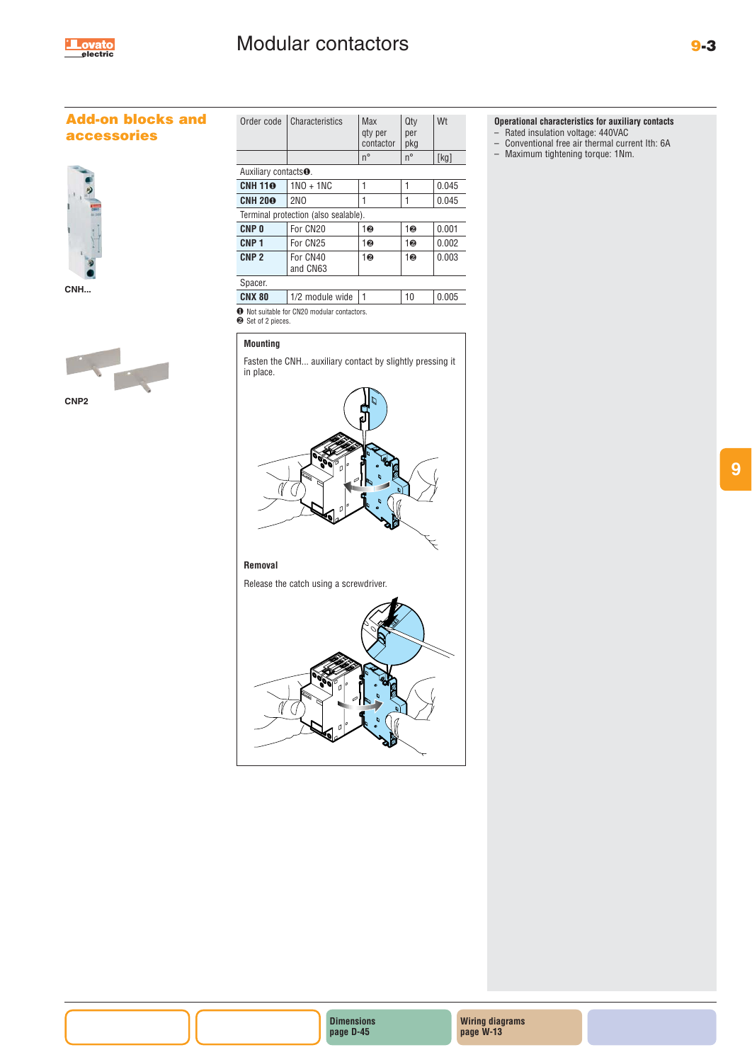## Add-on blocks and accessories

CNH...

CNP2

| Order code | Characteristics | Max qty per contactor | Qty per pkg | Wt |
|---|---|---|---|---|
| | | n° | n° | [kg] |
| Auxiliary contacts❶. | | | | |
| **CNH 11❶** | 1NO + 1NC | 1 | 1 | 0.045 |
| **CNH 20❶** | 2NO | 1 | 1 | 0.045 |
| Terminal protection (also sealable). | | | | |
| **CNP 0** | For CN20 | 1❷ | 1❷ | 0.001 |
| **CNP 1** | For CN25 | 1❷ | 1❷ | 0.002 |
| **CNP 2** | For CN40 and CN63 | 1❷ | 1❷ | 0.003 |
| Spacer. | | | | |
| **CNX 80** | 1/2 module wide | 1 | 10 | 0.005 |

❶ Not suitable for CN20 modular contactors.
❷ Set of 2 pieces.

**Mounting**

Fasten the CNH... auxiliary contact by slightly pressing it in place.

**Removal**

Release the catch using a screwdriver.

**Operational characteristics for auxiliary contacts**
- Rated insulation voltage: 440VAC
- Conventional free air thermal current Ith: 6A
- Maximum tightening torque: 1Nm.

**Dimensions** page D-45

**Wiring diagrams** page W-13